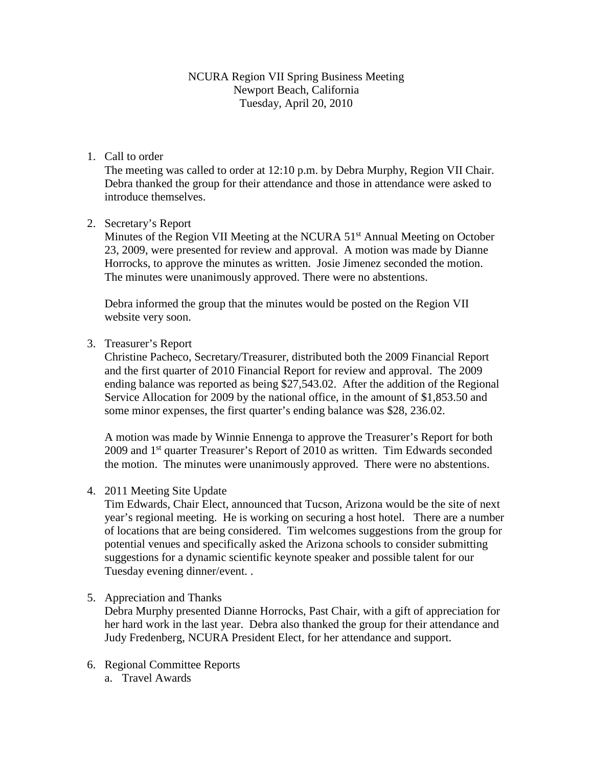NCURA Region VII Spring Business Meeting
Newport Beach, California
Tuesday, April 20, 2010

1. Call to order
   The meeting was called to order at 12:10 p.m. by Debra Murphy, Region VII Chair. Debra thanked the group for their attendance and those in attendance were asked to introduce themselves.

2. Secretary's Report
   Minutes of the Region VII Meeting at the NCURA 51st Annual Meeting on October 23, 2009, were presented for review and approval. A motion was made by Dianne Horrocks, to approve the minutes as written. Josie Jimenez seconded the motion. The minutes were unanimously approved. There were no abstentions.

   Debra informed the group that the minutes would be posted on the Region VII website very soon.

3. Treasurer's Report
   Christine Pacheco, Secretary/Treasurer, distributed both the 2009 Financial Report and the first quarter of 2010 Financial Report for review and approval. The 2009 ending balance was reported as being $27,543.02. After the addition of the Regional Service Allocation for 2009 by the national office, in the amount of $1,853.50 and some minor expenses, the first quarter's ending balance was $28, 236.02.

   A motion was made by Winnie Ennenga to approve the Treasurer's Report for both 2009 and 1st quarter Treasurer's Report of 2010 as written. Tim Edwards seconded the motion. The minutes were unanimously approved. There were no abstentions.

4. 2011 Meeting Site Update
   Tim Edwards, Chair Elect, announced that Tucson, Arizona would be the site of next year's regional meeting. He is working on securing a host hotel. There are a number of locations that are being considered. Tim welcomes suggestions from the group for potential venues and specifically asked the Arizona schools to consider submitting suggestions for a dynamic scientific keynote speaker and possible talent for our Tuesday evening dinner/event. .

5. Appreciation and Thanks
   Debra Murphy presented Dianne Horrocks, Past Chair, with a gift of appreciation for her hard work in the last year. Debra also thanked the group for their attendance and Judy Fredenberg, NCURA President Elect, for her attendance and support.

6. Regional Committee Reports
   a. Travel Awards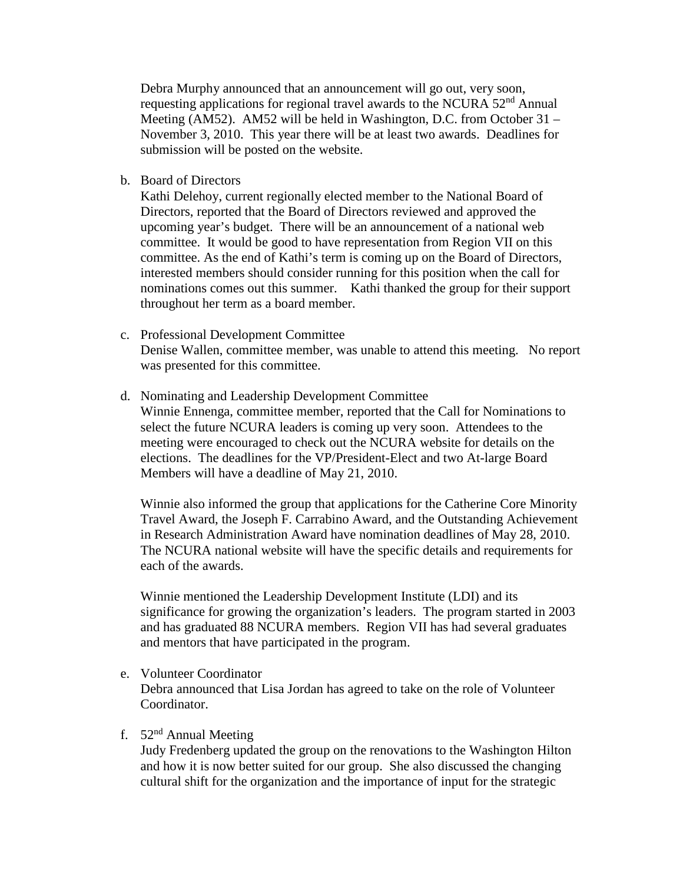Debra Murphy announced that an announcement will go out, very soon, requesting applications for regional travel awards to the NCURA 52nd Annual Meeting (AM52). AM52 will be held in Washington, D.C. from October 31 – November 3, 2010. This year there will be at least two awards. Deadlines for submission will be posted on the website.

b. Board of Directors
   Kathi Delehoy, current regionally elected member to the National Board of Directors, reported that the Board of Directors reviewed and approved the upcoming year's budget. There will be an announcement of a national web committee. It would be good to have representation from Region VII on this committee. As the end of Kathi's term is coming up on the Board of Directors, interested members should consider running for this position when the call for nominations comes out this summer. Kathi thanked the group for their support throughout her term as a board member.

c. Professional Development Committee
   Denise Wallen, committee member, was unable to attend this meeting. No report was presented for this committee.

d. Nominating and Leadership Development Committee
   Winnie Ennenga, committee member, reported that the Call for Nominations to select the future NCURA leaders is coming up very soon. Attendees to the meeting were encouraged to check out the NCURA website for details on the elections. The deadlines for the VP/President-Elect and two At-large Board Members will have a deadline of May 21, 2010.

   Winnie also informed the group that applications for the Catherine Core Minority Travel Award, the Joseph F. Carrabino Award, and the Outstanding Achievement in Research Administration Award have nomination deadlines of May 28, 2010. The NCURA national website will have the specific details and requirements for each of the awards.

   Winnie mentioned the Leadership Development Institute (LDI) and its significance for growing the organization's leaders. The program started in 2003 and has graduated 88 NCURA members. Region VII has had several graduates and mentors that have participated in the program.

e. Volunteer Coordinator
   Debra announced that Lisa Jordan has agreed to take on the role of Volunteer Coordinator.

f. 52nd Annual Meeting
   Judy Fredenberg updated the group on the renovations to the Washington Hilton and how it is now better suited for our group. She also discussed the changing cultural shift for the organization and the importance of input for the strategic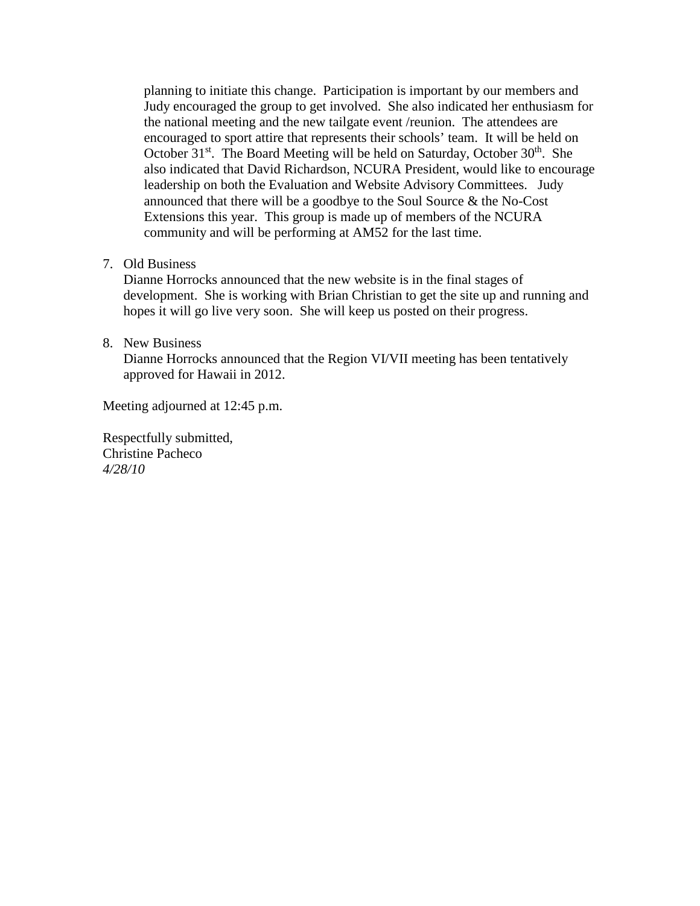planning to initiate this change. Participation is important by our members and Judy encouraged the group to get involved. She also indicated her enthusiasm for the national meeting and the new tailgate event /reunion. The attendees are encouraged to sport attire that represents their schools' team. It will be held on October 31st. The Board Meeting will be held on Saturday, October 30th. She also indicated that David Richardson, NCURA President, would like to encourage leadership on both the Evaluation and Website Advisory Committees. Judy announced that there will be a goodbye to the Soul Source & the No-Cost Extensions this year. This group is made up of members of the NCURA community and will be performing at AM52 for the last time.

7. Old Business
   Dianne Horrocks announced that the new website is in the final stages of development. She is working with Brian Christian to get the site up and running and hopes it will go live very soon. She will keep us posted on their progress.

8. New Business
   Dianne Horrocks announced that the Region VI/VII meeting has been tentatively approved for Hawaii in 2012.

Meeting adjourned at 12:45 p.m.

Respectfully submitted,
Christine Pacheco
*4/28/10*